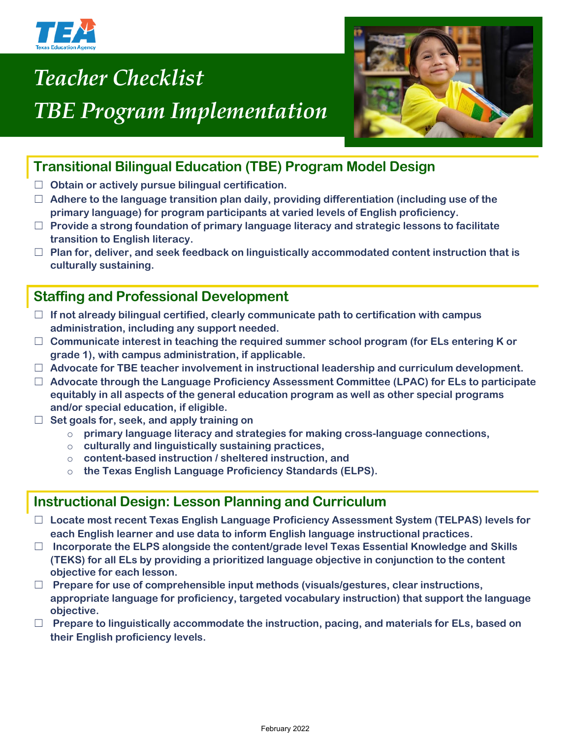TEA Texas Education Agency

# Teacher Checklist
# TBE Program Implementation

## Transitional Bilingual Education (TBE) Program Model Design

- ☐ Obtain or actively pursue bilingual certification.
- ☐ Adhere to the language transition plan daily, providing differentiation (including use of the primary language) for program participants at varied levels of English proficiency.
- ☐ Provide a strong foundation of primary language literacy and strategic lessons to facilitate transition to English literacy.
- ☐ Plan for, deliver, and seek feedback on linguistically accommodated content instruction that is culturally sustaining.

## Staffing and Professional Development

- ☐ If not already bilingual certified, clearly communicate path to certification with campus administration, including any support needed.
- ☐ Communicate interest in teaching the required summer school program (for ELs entering K or grade 1), with campus administration, if applicable.
- ☐ Advocate for TBE teacher involvement in instructional leadership and curriculum development.
- ☐ Advocate through the Language Proficiency Assessment Committee (LPAC) for ELs to participate equitably in all aspects of the general education program as well as other special programs and/or special education, if eligible.
- ☐ Set goals for, seek, and apply training on
  - primary language literacy and strategies for making cross-language connections,
  - culturally and linguistically sustaining practices,
  - content-based instruction / sheltered instruction, and
  - the Texas English Language Proficiency Standards (ELPS).

## Instructional Design: Lesson Planning and Curriculum

- ☐ Locate most recent Texas English Language Proficiency Assessment System (TELPAS) levels for each English learner and use data to inform English language instructional practices.
- ☐ Incorporate the ELPS alongside the content/grade level Texas Essential Knowledge and Skills (TEKS) for all ELs by providing a prioritized language objective in conjunction to the content objective for each lesson.
- ☐ Prepare for use of comprehensible input methods (visuals/gestures, clear instructions, appropriate language for proficiency, targeted vocabulary instruction) that support the language objective.
- ☐ Prepare to linguistically accommodate the instruction, pacing, and materials for ELs, based on their English proficiency levels.

February 2022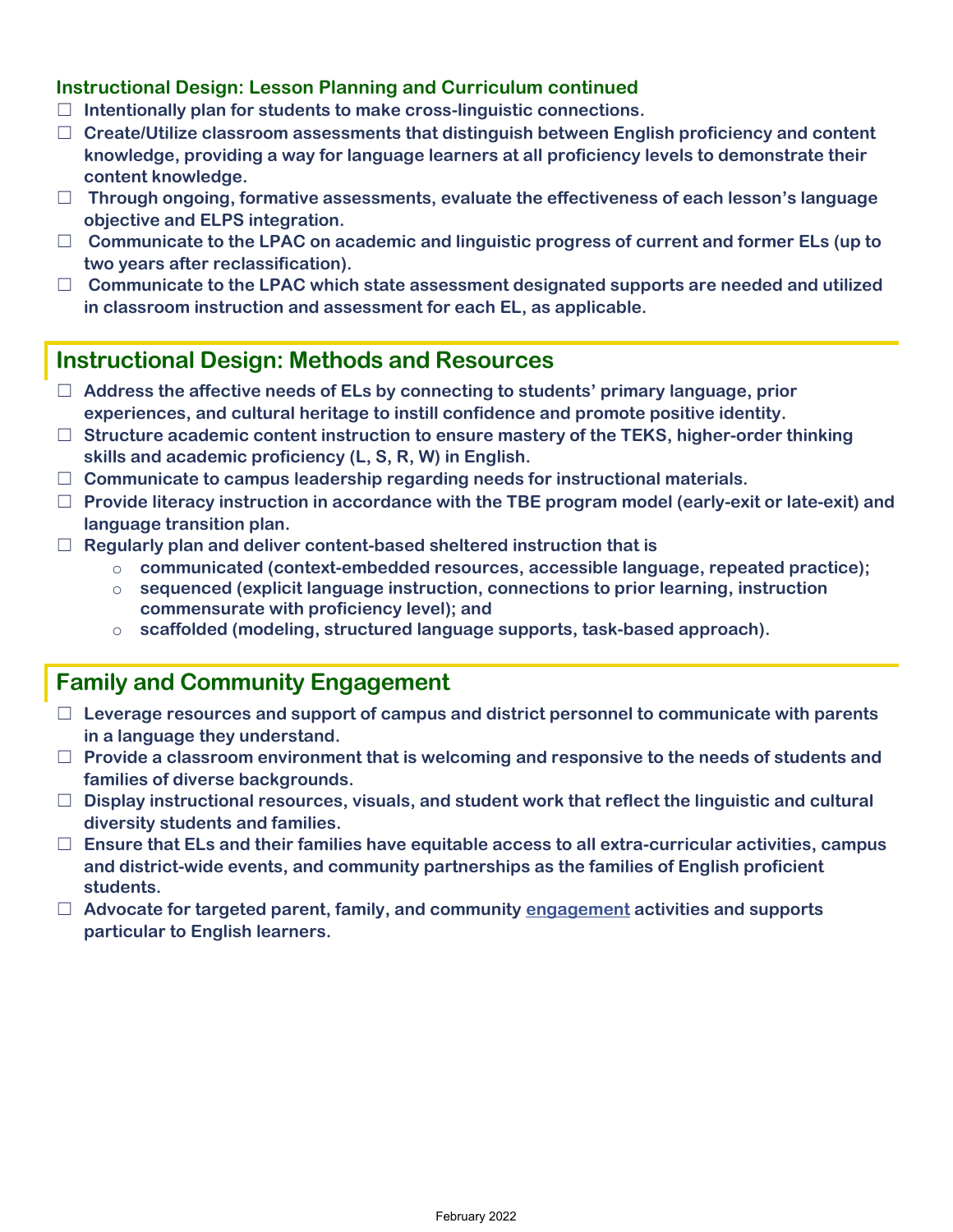### Instructional Design: Lesson Planning and Curriculum continued

- ☐ Intentionally plan for students to make cross-linguistic connections.
- ☐ Create/Utilize classroom assessments that distinguish between English proficiency and content knowledge, providing a way for language learners at all proficiency levels to demonstrate their content knowledge.
- ☐ Through ongoing, formative assessments, evaluate the effectiveness of each lesson's language objective and ELPS integration.
- ☐ Communicate to the LPAC on academic and linguistic progress of current and former ELs (up to two years after reclassification).
- ☐ Communicate to the LPAC which state assessment designated supports are needed and utilized in classroom instruction and assessment for each EL, as applicable.

## Instructional Design: Methods and Resources

- ☐ Address the affective needs of ELs by connecting to students' primary language, prior experiences, and cultural heritage to instill confidence and promote positive identity.
- ☐ Structure academic content instruction to ensure mastery of the TEKS, higher-order thinking skills and academic proficiency (L, S, R, W) in English.
- ☐ Communicate to campus leadership regarding needs for instructional materials.
- ☐ Provide literacy instruction in accordance with the TBE program model (early-exit or late-exit) and language transition plan.
- ☐ Regularly plan and deliver content-based sheltered instruction that is
  - communicated (context-embedded resources, accessible language, repeated practice);
  - sequenced (explicit language instruction, connections to prior learning, instruction commensurate with proficiency level); and
  - scaffolded (modeling, structured language supports, task-based approach).

## Family and Community Engagement

- ☐ Leverage resources and support of campus and district personnel to communicate with parents in a language they understand.
- ☐ Provide a classroom environment that is welcoming and responsive to the needs of students and families of diverse backgrounds.
- ☐ Display instructional resources, visuals, and student work that reflect the linguistic and cultural diversity students and families.
- ☐ Ensure that ELs and their families have equitable access to all extra-curricular activities, campus and district-wide events, and community partnerships as the families of English proficient students.
- ☐ Advocate for targeted parent, family, and community engagement activities and supports particular to English learners.

February 2022